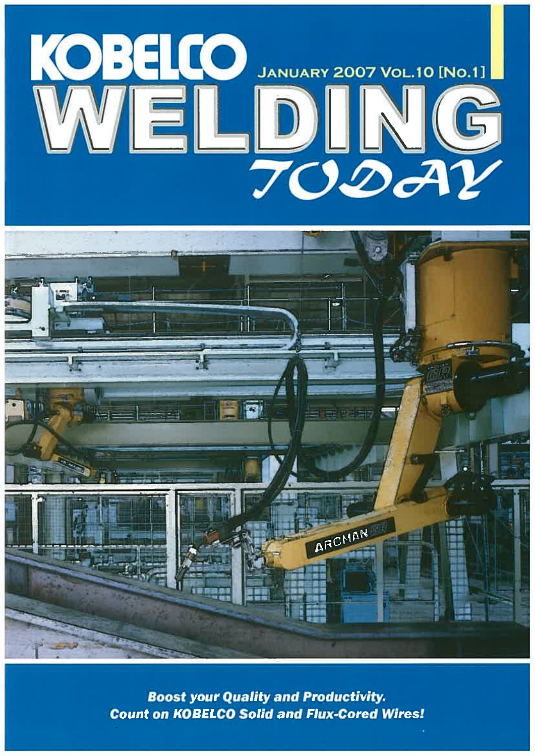# KOBELCO WELDING TODAY

JANUARY 2007 VOL.10 [No.1]

**Boost your Quality and Productivity.**
**Count on KOBELCO Solid and Flux-Cored Wires!**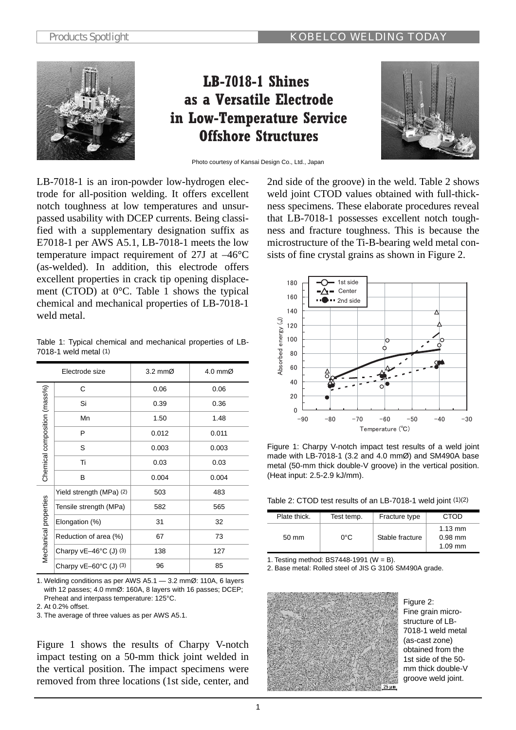# LB-7018-1 Shines as a Versatile Electrode in Low-Temperature Service Offshore Structures

Photo courtesy of Kansai Design Co., Ltd., Japan

LB-7018-1 is an iron-powder low-hydrogen electrode for all-position welding. It offers excellent notch toughness at low temperatures and unsurpassed usability with DCEP currents. Being classified with a supplementary designation suffix as E7018-1 per AWS A5.1, LB-7018-1 meets the low temperature impact requirement of 27J at –46°C (as-welded). In addition, this electrode offers excellent properties in crack tip opening displacement (CTOD) at 0°C. Table 1 shows the typical chemical and mechanical properties of LB-7018-1 weld metal.

Table 1: Typical chemical and mechanical properties of LB-7018-1 weld metal (1)

| Electrode size | | 3.2 mmØ | 4.0 mmØ |
|---|---|---|---|
| Chemical composition (mass%) | C | 0.06 | 0.06 |
| | Si | 0.39 | 0.36 |
| | Mn | 1.50 | 1.48 |
| | P | 0.012 | 0.011 |
| | S | 0.003 | 0.003 |
| | Ti | 0.03 | 0.03 |
| | B | 0.004 | 0.004 |
| Mechanical properties | Yield strength (MPa) (2) | 503 | 483 |
| | Tensile strength (MPa) | 582 | 565 |
| | Elongation (%) | 31 | 32 |
| | Reduction of area (%) | 67 | 73 |
| | Charpy vE–46°C (J) (3) | 138 | 127 |
| | Charpy vE–60°C (J) (3) | 96 | 85 |

1. Welding conditions as per AWS A5.1 — 3.2 mmØ: 110A, 6 layers with 12 passes; 4.0 mmØ: 160A, 8 layers with 16 passes; DCEP; Preheat and interpass temperature: 125°C.
2. At 0.2% offset.
3. The average of three values as per AWS A5.1.

Figure 1 shows the results of Charpy V-notch impact testing on a 50-mm thick joint welded in the vertical position. The impact specimens were removed from three locations (1st side, center, and 2nd side of the groove) in the weld. Table 2 shows weld joint CTOD values obtained with full-thickness specimens. These elaborate procedures reveal that LB-7018-1 possesses excellent notch toughness and fracture toughness. This is because the microstructure of the Ti-B-bearing weld metal consists of fine crystal grains as shown in Figure 2.

1st side
Center
2nd side
Absorbed energy (J)
0
20
40
60
80
100
120
140
160
180
Temperature (℃)
−90 −80 −70 −60 −50 −40 −30

Figure 1: Charpy V-notch impact test results of a weld joint made with LB-7018-1 (3.2 and 4.0 mmØ) and SM490A base metal (50-mm thick double-V groove) in the vertical position. (Heat input: 2.5-2.9 kJ/mm).

Table 2: CTOD test results of an LB-7018-1 weld joint (1)(2)

| Plate thick. | Test temp. | Fracture type | CTOD |
|---|---|---|---|
| 50 mm | 0°C | Stable fracture | 1.13 mm<br>0.98 mm<br>1.09 mm |

1. Testing method: BS7448-1991 (W = B).
2. Base metal: Rolled steel of JIS G 3106 SM490A grade.

25 µm

Figure 2: Fine grain microstructure of LB-7018-1 weld metal (as-cast zone) obtained from the 1st side of the 50-mm thick double-V groove weld joint.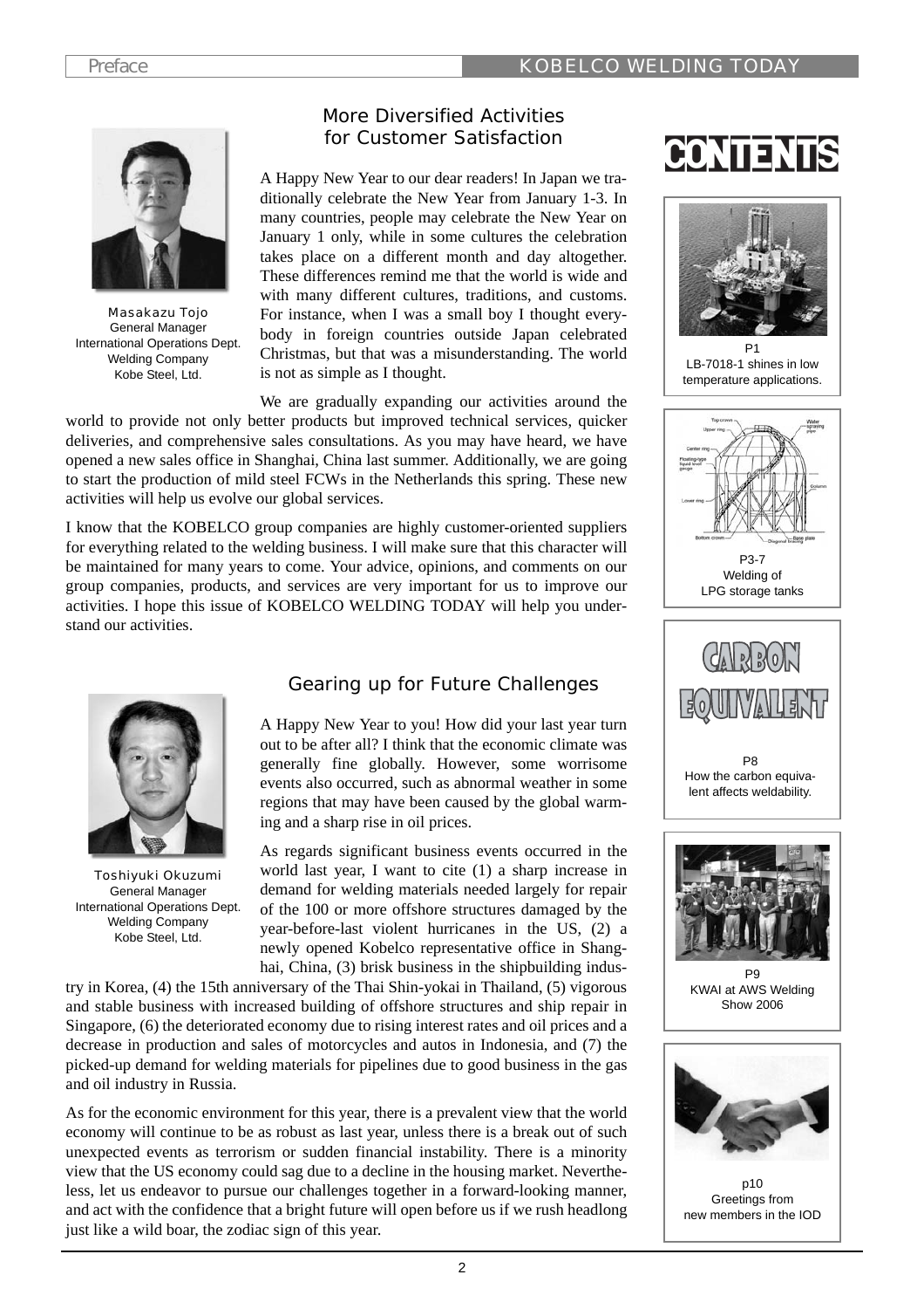## More Diversified Activities for Customer Satisfaction

Masakazu Tojo
General Manager
International Operations Dept.
Welding Company
Kobe Steel, Ltd.

A Happy New Year to our dear readers! In Japan we traditionally celebrate the New Year from January 1-3. In many countries, people may celebrate the New Year on January 1 only, while in some cultures the celebration takes place on a different month and day altogether. These differences remind me that the world is wide and with many different cultures, traditions, and customs. For instance, when I was a small boy I thought everybody in foreign countries outside Japan celebrated Christmas, but that was a misunderstanding. The world is not as simple as I thought.

We are gradually expanding our activities around the world to provide not only better products but improved technical services, quicker deliveries, and comprehensive sales consultations. As you may have heard, we have opened a new sales office in Shanghai, China last summer. Additionally, we are going to start the production of mild steel FCWs in the Netherlands this spring. These new activities will help us evolve our global services.

I know that the KOBELCO group companies are highly customer-oriented suppliers for everything related to the welding business. I will make sure that this character will be maintained for many years to come. Your advice, opinions, and comments on our group companies, products, and services are very important for us to improve our activities. I hope this issue of KOBELCO WELDING TODAY will help you understand our activities.

## Gearing up for Future Challenges

Toshiyuki Okuzumi
General Manager
International Operations Dept.
Welding Company
Kobe Steel, Ltd.

A Happy New Year to you! How did your last year turn out to be after all? I think that the economic climate was generally fine globally. However, some worrisome events also occurred, such as abnormal weather in some regions that may have been caused by the global warming and a sharp rise in oil prices.

As regards significant business events occurred in the world last year, I want to cite (1) a sharp increase in demand for welding materials needed largely for repair of the 100 or more offshore structures damaged by the year-before-last violent hurricanes in the US, (2) a newly opened Kobelco representative office in Shanghai, China, (3) brisk business in the shipbuilding industry in Korea, (4) the 15th anniversary of the Thai Shin-yokai in Thailand, (5) vigorous and stable business with increased building of offshore structures and ship repair in Singapore, (6) the deteriorated economy due to rising interest rates and oil prices and a decrease in production and sales of motorcycles and autos in Indonesia, and (7) the picked-up demand for welding materials for pipelines due to good business in the gas and oil industry in Russia.

As for the economic environment for this year, there is a prevalent view that the world economy will continue to be as robust as last year, unless there is a break out of such unexpected events as terrorism or sudden financial instability. There is a minority view that the US economy could sag due to a decline in the housing market. Nevertheless, let us endeavor to pursue our challenges together in a forward-looking manner, and act with the confidence that a bright future will open before us if we rush headlong just like a wild boar, the zodiac sign of this year.

## CONTENTS

P1
LB-7018-1 shines in low temperature applications.

P3-7
Welding of LPG storage tanks

P8
How the carbon equivalent affects weldability.

P9
KWAI at AWS Welding Show 2006

p10
Greetings from new members in the IOD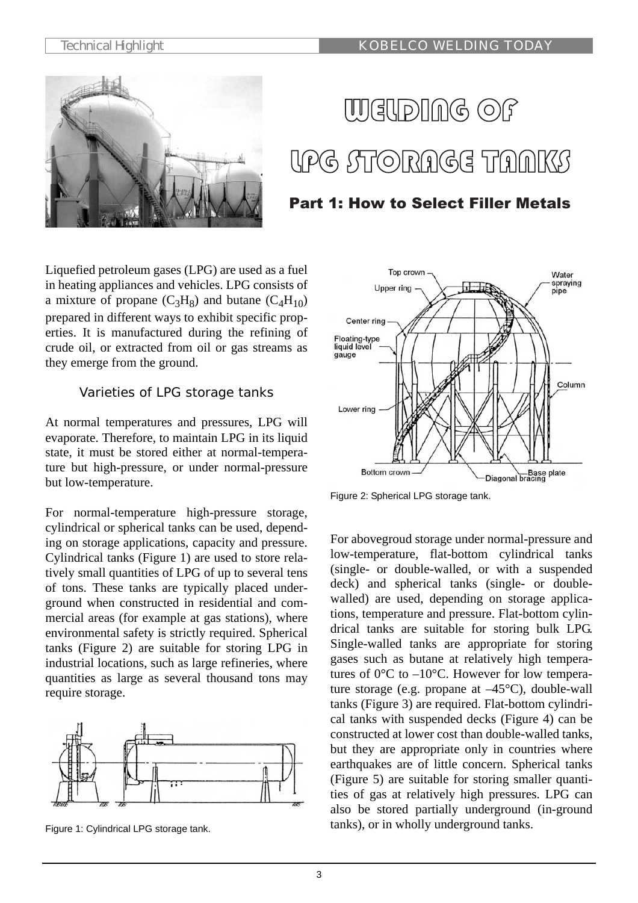# Welding of LPG Storage Tanks

## Part 1: How to Select Filler Metals

Liquefied petroleum gases (LPG) are used as a fuel in heating appliances and vehicles. LPG consists of a mixture of propane ($C_3H_8$) and butane ($C_4H_{10}$) prepared in different ways to exhibit specific properties. It is manufactured during the refining of crude oil, or extracted from oil or gas streams as they emerge from the ground.

### Varieties of LPG storage tanks

At normal temperatures and pressures, LPG will evaporate. Therefore, to maintain LPG in its liquid state, it must be stored either at normal-temperature but high-pressure, or under normal-pressure but low-temperature.

For normal-temperature high-pressure storage, cylindrical or spherical tanks can be used, depending on storage applications, capacity and pressure. Cylindrical tanks (Figure 1) are used to store relatively small quantities of LPG of up to several tens of tons. These tanks are typically placed underground when constructed in residential and commercial areas (for example at gas stations), where environmental safety is strictly required. Spherical tanks (Figure 2) are suitable for storing LPG in industrial locations, such as large refineries, where quantities as large as several thousand tons may require storage.

Figure 1: Cylindrical LPG storage tank.

Top crown
Upper ring
Center ring
Floating-type liquid level gauge
Lower ring
Bottom crown
Water spraying pipe
Column
Diagonal bracing
Base plate

Figure 2: Spherical LPG storage tank.

For abovegroud storage under normal-pressure and low-temperature, flat-bottom cylindrical tanks (single- or double-walled, or with a suspended deck) and spherical tanks (single- or double-walled) are used, depending on storage applications, temperature and pressure. Flat-bottom cylindrical tanks are suitable for storing bulk LPG. Single-walled tanks are appropriate for storing gases such as butane at relatively high temperatures of 0°C to –10°C. However for low temperature storage (e.g. propane at –45°C), double-wall tanks (Figure 3) are required. Flat-bottom cylindrical tanks with suspended decks (Figure 4) can be constructed at lower cost than double-walled tanks, but they are appropriate only in countries where earthquakes are of little concern. Spherical tanks (Figure 5) are suitable for storing smaller quantities of gas at relatively high pressures. LPG can also be stored partially underground (in-ground tanks), or in wholly underground tanks.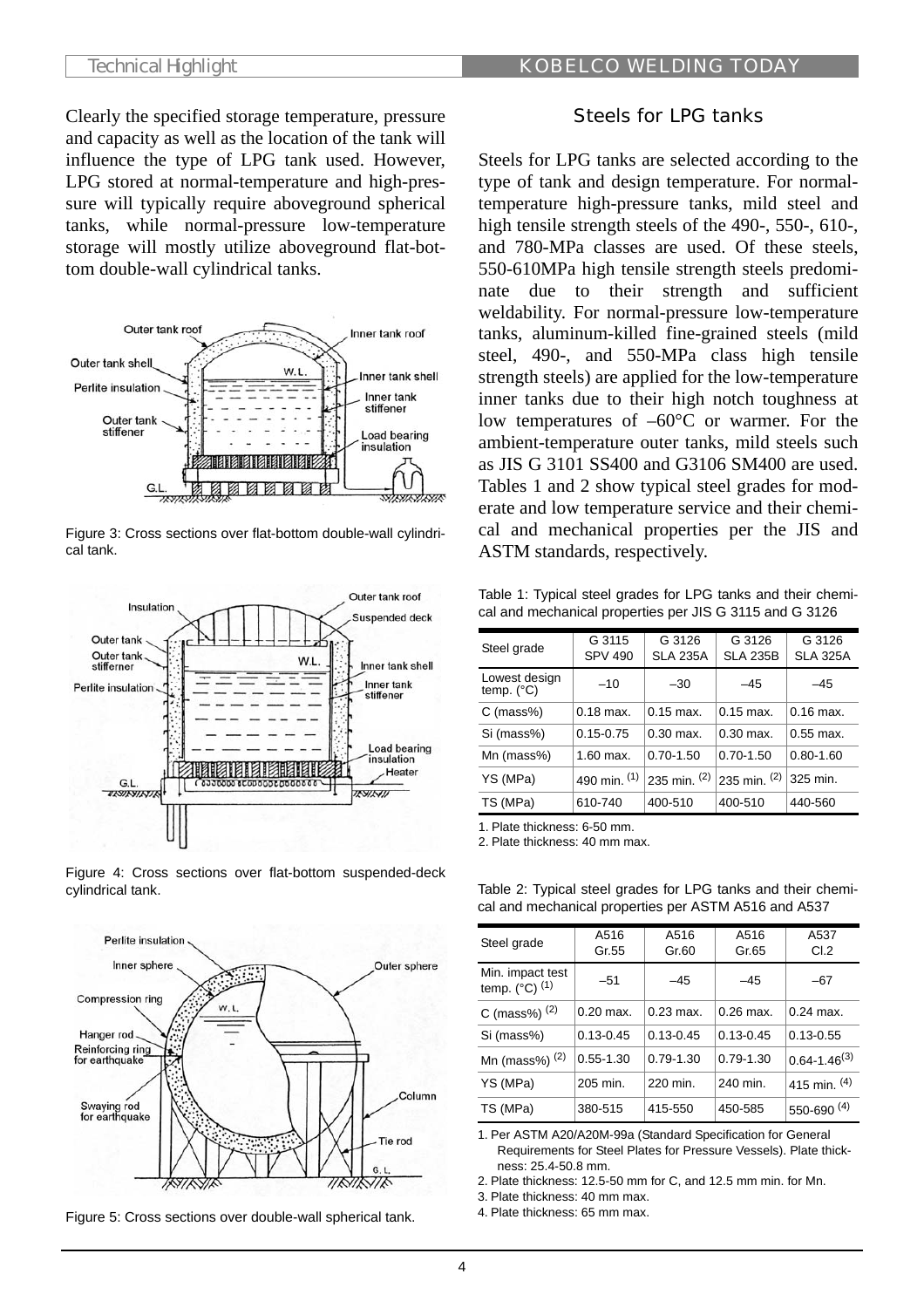Clearly the specified storage temperature, pressure and capacity as well as the location of the tank will influence the type of LPG tank used. However, LPG stored at normal-temperature and high-pressure will typically require aboveground spherical tanks, while normal-pressure low-temperature storage will mostly utilize aboveground flat-bottom double-wall cylindrical tanks.

Outer tank roof
Inner tank roof
Outer tank shell
W.L.
Inner tank shell
Perlite insulation
Inner tank stiffener
Outer tank stiffener
Load bearing insulation
G.L.

Figure 3: Cross sections over flat-bottom double-wall cylindrical tank.

Outer tank roof
Insulation
Suspended deck
Outer tank
Outer tank stiffener
W.L.
Inner tank shell
Perlite insulation
Inner tank stiffener
Load bearing insulation
Heater
G.L.

Figure 4: Cross sections over flat-bottom suspended-deck cylindrical tank.

Perlite insulation
Inner sphere
Outer sphere
Compression ring
W.L.
Hanger rod
Reinforcing ring for earthquake
Column
Swaying rod for earthquake
Tie rod
G.L.

Figure 5: Cross sections over double-wall spherical tank.

## Steels for LPG tanks

Steels for LPG tanks are selected according to the type of tank and design temperature. For normal-temperature high-pressure tanks, mild steel and high tensile strength steels of the 490-, 550-, 610-, and 780-MPa classes are used. Of these steels, 550-610MPa high tensile strength steels predominate due to their strength and sufficient weldability. For normal-pressure low-temperature tanks, aluminum-killed fine-grained steels (mild steel, 490-, and 550-MPa class high tensile strength steels) are applied for the low-temperature inner tanks due to their high notch toughness at low temperatures of –60°C or warmer. For the ambient-temperature outer tanks, mild steels such as JIS G 3101 SS400 and G3106 SM400 are used. Tables 1 and 2 show typical steel grades for moderate and low temperature service and their chemical and mechanical properties per the JIS and ASTM standards, respectively.

Table 1: Typical steel grades for LPG tanks and their chemical and mechanical properties per JIS G 3115 and G 3126

| Steel grade | G 3115 SPV 490 | G 3126 SLA 235A | G 3126 SLA 235B | G 3126 SLA 325A |
|---|---|---|---|---|
| Lowest design temp. (°C) | –10 | –30 | –45 | –45 |
| C (mass%) | 0.18 max. | 0.15 max. | 0.15 max. | 0.16 max. |
| Si (mass%) | 0.15-0.75 | 0.30 max. | 0.30 max. | 0.55 max. |
| Mn (mass%) | 1.60 max. | 0.70-1.50 | 0.70-1.50 | 0.80-1.60 |
| YS (MPa) | 490 min. (1) | 235 min. (2) | 235 min. (2) | 325 min. |
| TS (MPa) | 610-740 | 400-510 | 400-510 | 440-560 |

1. Plate thickness: 6-50 mm.
2. Plate thickness: 40 mm max.

Table 2: Typical steel grades for LPG tanks and their chemical and mechanical properties per ASTM A516 and A537

| Steel grade | A516 Gr.55 | A516 Gr.60 | A516 Gr.65 | A537 Cl.2 |
|---|---|---|---|---|
| Min. impact test temp. (°C) (1) | –51 | –45 | –45 | –67 |
| C (mass%) (2) | 0.20 max. | 0.23 max. | 0.26 max. | 0.24 max. |
| Si (mass%) | 0.13-0.45 | 0.13-0.45 | 0.13-0.45 | 0.13-0.55 |
| Mn (mass%) (2) | 0.55-1.30 | 0.79-1.30 | 0.79-1.30 | 0.64-1.46 (3) |
| YS (MPa) | 205 min. | 220 min. | 240 min. | 415 min. (4) |
| TS (MPa) | 380-515 | 415-550 | 450-585 | 550-690 (4) |

1. Per ASTM A20/A20M-99a (Standard Specification for General Requirements for Steel Plates for Pressure Vessels). Plate thickness: 25.4-50.8 mm.
2. Plate thickness: 12.5-50 mm for C, and 12.5 mm min. for Mn.
3. Plate thickness: 40 mm max.
4. Plate thickness: 65 mm max.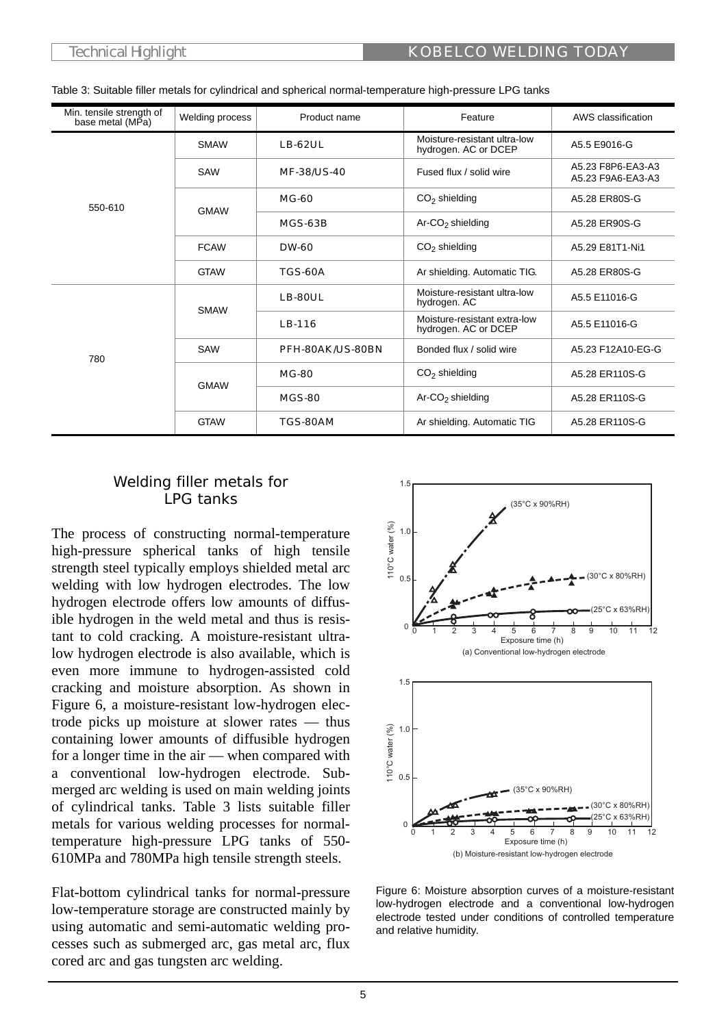Table 3: Suitable filler metals for cylindrical and spherical normal-temperature high-pressure LPG tanks

| Min. tensile strength of base metal (MPa) | Welding process | Product name | Feature | AWS classification |
|---|---|---|---|---|
| 550-610 | SMAW | LB-62UL | Moisture-resistant ultra-low hydrogen. AC or DCEP | A5.5 E9016-G |
| | SAW | MF-38/US-40 | Fused flux / solid wire | A5.23 F8P6-EA3-A3 A5.23 F9A6-EA3-A3 |
| | GMAW | MG-60 | $CO_2$ shielding | A5.28 ER80S-G |
| | | MGS-63B | Ar-$CO_2$ shielding | A5.28 ER90S-G |
| | FCAW | DW-60 | $CO_2$ shielding | A5.29 E81T1-Ni1 |
| | GTAW | TGS-60A | Ar shielding. Automatic TIG. | A5.28 ER80S-G |
| 780 | SMAW | LB-80UL | Moisture-resistant ultra-low hydrogen. AC | A5.5 E11016-G |
| | | LB-116 | Moisture-resistant extra-low hydrogen. AC or DCEP | A5.5 E11016-G |
| | SAW | PFH-80AK/US-80BN | Bonded flux / solid wire | A5.23 F12A10-EG-G |
| | GMAW | MG-80 | $CO_2$ shielding | A5.28 ER110S-G |
| | | MGS-80 | Ar-$CO_2$ shielding | A5.28 ER110S-G |
| | GTAW | TGS-80AM | Ar shielding. Automatic TIG | A5.28 ER110S-G |

## Welding filler metals for LPG tanks

The process of constructing normal-temperature high-pressure spherical tanks of high tensile strength steel typically employs shielded metal arc welding with low hydrogen electrodes. The low hydrogen electrode offers low amounts of diffusible hydrogen in the weld metal and thus is resistant to cold cracking. A moisture-resistant ultra-low hydrogen electrode is also available, which is even more immune to hydrogen-assisted cold cracking and moisture absorption. As shown in Figure 6, a moisture-resistant low-hydrogen electrode picks up moisture at slower rates — thus containing lower amounts of diffusible hydrogen for a longer time in the air — when compared with a conventional low-hydrogen electrode. Submerged arc welding is used on main welding joints of cylindrical tanks. Table 3 lists suitable filler metals for various welding processes for normal-temperature high-pressure LPG tanks of 550-610MPa and 780MPa high tensile strength steels.

Flat-bottom cylindrical tanks for normal-pressure low-temperature storage are constructed mainly by using automatic and semi-automatic welding processes such as submerged arc, gas metal arc, flux cored arc and gas tungsten arc welding.

110°C water (%)
1.5
1.0
0.5
0
(35°C x 90%RH)
(30°C x 80%RH)
(25°C x 63%RH)
0 1 2 3 4 5 6 7 8 9 10 11 12
Exposure time (h)
(a) Conventional low-hydrogen electrode

110°C water (%)
1.5
1.0
0.5
0
(35°C x 90%RH)
(30°C x 80%RH)
(25°C x 63%RH)
0 1 2 3 4 5 6 7 8 9 10 11 12
Exposure time (h)
(b) Moisture-resistant low-hydrogen electrode

Figure 6: Moisture absorption curves of a moisture-resistant low-hydrogen electrode and a conventional low-hydrogen electrode tested under conditions of controlled temperature and relative humidity.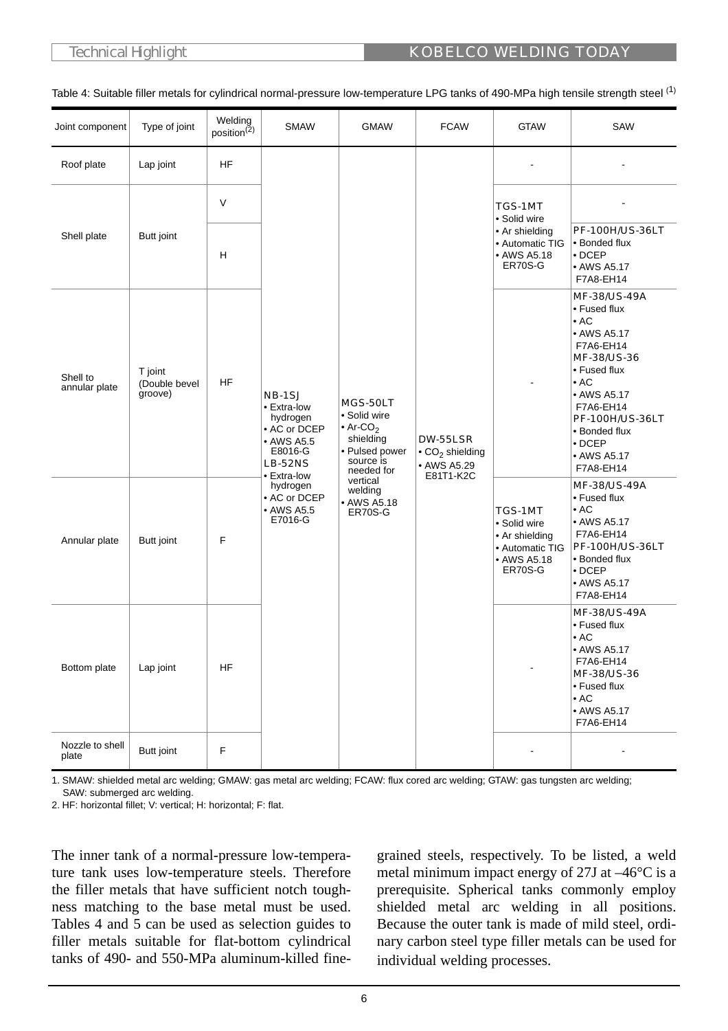Table 4: Suitable filler metals for cylindrical normal-pressure low-temperature LPG tanks of 490-MPa high tensile strength steel [1]

| Joint component | Type of joint | Welding position[2] | SMAW | GMAW | FCAW | GTAW | SAW |
|---|---|---|---|---|---|---|---|
| Roof plate | Lap joint | HF | NB-1SJ • Extra-low hydrogen • AC or DCEP • AWS A5.5 E8016-G LB-52NS • Extra-low hydrogen • AC or DCEP • AWS A5.5 E7016-G | MGS-50LT • Solid wire • Ar-$CO_2$ shielding • Pulsed power source is needed for vertical welding • AWS A5.18 ER70S-G | DW-55LSR • $CO_2$ shielding • AWS A5.29 E81T1-K2C | - | - |
| Shell plate | Butt joint | V | | | | TGS-1MT • Solid wire • Ar shielding • Automatic TIG • AWS A5.18 ER70S-G | - |
| | | H | | | | | PF-100H/US-36LT • Bonded flux • DCEP • AWS A5.17 F7A8-EH14 |
| Shell to annular plate | T joint (Double bevel groove) | HF | | | | - | MF-38/US-49A • Fused flux • AC • AWS A5.17 F7A6-EH14 MF-38/US-36 • Fused flux • AC • AWS A5.17 F7A6-EH14 PF-100H/US-36LT • Bonded flux • DCEP • AWS A5.17 F7A8-EH14 |
| Annular plate | Butt joint | F | | | | TGS-1MT • Solid wire • Ar shielding • Automatic TIG • AWS A5.18 ER70S-G | MF-38/US-49A • Fused flux • AC • AWS A5.17 F7A6-EH14 PF-100H/US-36LT • Bonded flux • DCEP • AWS A5.17 F7A8-EH14 |
| Bottom plate | Lap joint | HF | | | | - | MF-38/US-49A • Fused flux • AC • AWS A5.17 F7A6-EH14 MF-38/US-36 • Fused flux • AC • AWS A5.17 F7A6-EH14 |
| Nozzle to shell plate | Butt joint | F | | | | - | - |

1. SMAW: shielded metal arc welding; GMAW: gas metal arc welding; FCAW: flux cored arc welding; GTAW: gas tungsten arc welding; SAW: submerged arc welding.
2. HF: horizontal fillet; V: vertical; H: horizontal; F: flat.

The inner tank of a normal-pressure low-temperature tank uses low-temperature steels. Therefore the filler metals that have sufficient notch toughness matching to the base metal must be used. Tables 4 and 5 can be used as selection guides to filler metals suitable for flat-bottom cylindrical tanks of 490- and 550-MPa aluminum-killed fine-grained steels, respectively. To be listed, a weld metal minimum impact energy of 27J at –46°C is a prerequisite. Spherical tanks commonly employ shielded metal arc welding in all positions. Because the outer tank is made of mild steel, ordinary carbon steel type filler metals can be used for individual welding processes.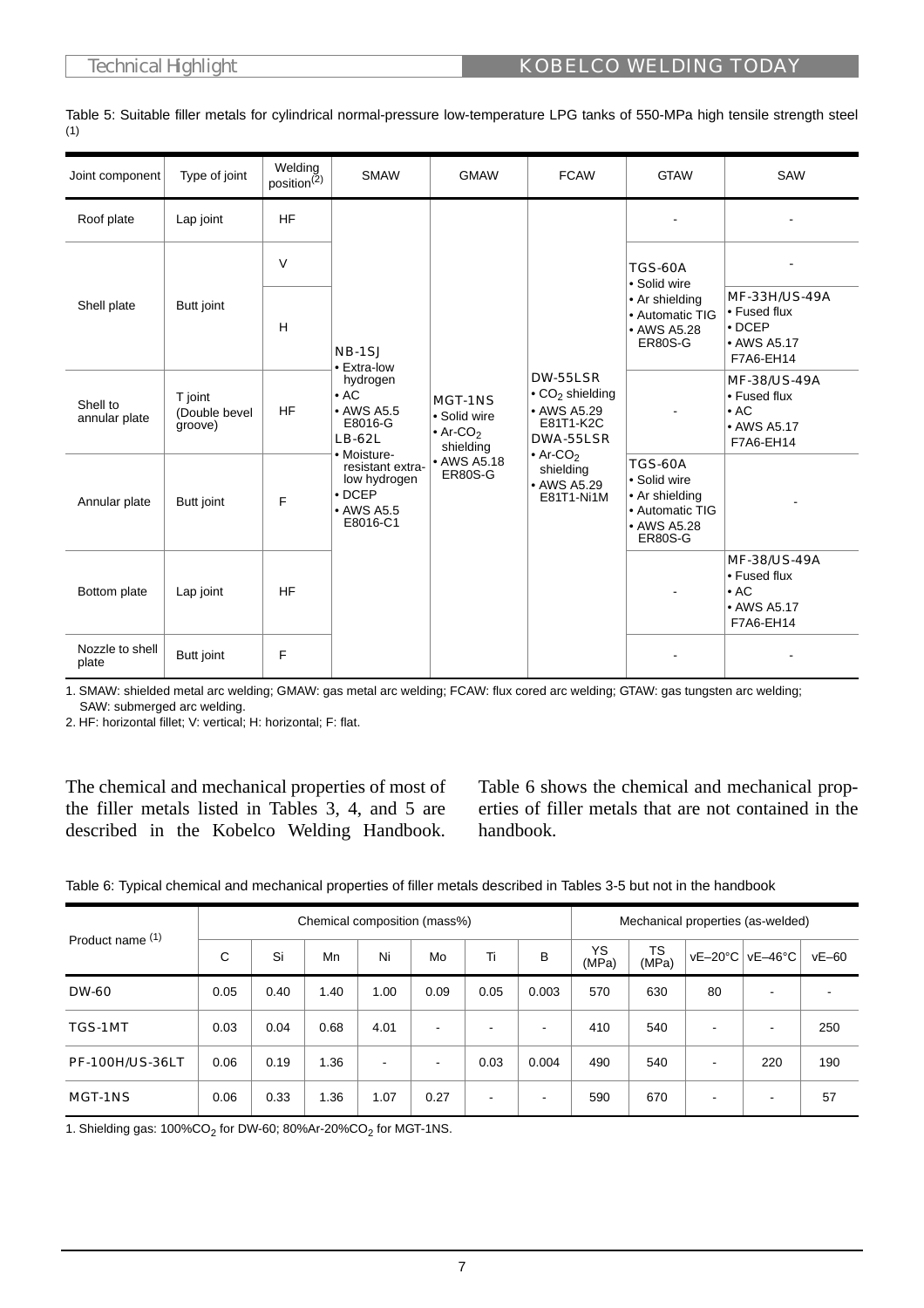Table 5: Suitable filler metals for cylindrical normal-pressure low-temperature LPG tanks of 550-MPa high tensile strength steel (1)

| Joint component | Type of joint | Welding position(2) | SMAW | GMAW | FCAW | GTAW | SAW |
|---|---|---|---|---|---|---|---|
| Roof plate | Lap joint | HF | NB-1SJ • Extra-low hydrogen • AC • AWS A5.5 E8016-G LB-62L • Moisture-resistant extra-low hydrogen • DCEP • AWS A5.5 E8016-C1 | MGT-1NS • Solid wire • Ar-$CO_2$ shielding • AWS A5.18 ER80S-G | DW-55LSR • $CO_2$ shielding • AWS A5.29 E81T1-K2C DWA-55LSR • Ar-$CO_2$ shielding • AWS A5.29 E81T1-Ni1M | - | - |
| Shell plate | Butt joint | V | | | | TGS-60A • Solid wire • Ar shielding • Automatic TIG • AWS A5.28 ER80S-G | - |
| | | H | | | | | MF-33H/US-49A • Fused flux • DCEP • AWS A5.17 F7A6-EH14 |
| Shell to annular plate | T joint (Double bevel groove) | HF | | | | - | MF-38/US-49A • Fused flux • AC • AWS A5.17 F7A6-EH14 |
| Annular plate | Butt joint | F | | | | TGS-60A • Solid wire • Ar shielding • Automatic TIG • AWS A5.28 ER80S-G | - |
| Bottom plate | Lap joint | HF | | | | - | MF-38/US-49A • Fused flux • AC • AWS A5.17 F7A6-EH14 |
| Nozzle to shell plate | Butt joint | F | | | | - | - |

1. SMAW: shielded metal arc welding; GMAW: gas metal arc welding; FCAW: flux cored arc welding; GTAW: gas tungsten arc welding; SAW: submerged arc welding.
2. HF: horizontal fillet; V: vertical; H: horizontal; F: flat.

The chemical and mechanical properties of most of the filler metals listed in Tables 3, 4, and 5 are described in the Kobelco Welding Handbook. Table 6 shows the chemical and mechanical properties of filler metals that are not contained in the handbook.

Table 6: Typical chemical and mechanical properties of filler metals described in Tables 3-5 but not in the handbook

| Product name (1) | Chemical composition (mass%) | | | | | | | Mechanical properties (as-welded) | | | | |
|---|---|---|---|---|---|---|---|---|---|---|---|---|
| | C | Si | Mn | Ni | Mo | Ti | B | YS (MPa) | TS (MPa) | vE–20°C | vE–46°C | vE–60 |
| DW-60 | 0.05 | 0.40 | 1.40 | 1.00 | 0.09 | 0.05 | 0.003 | 570 | 630 | 80 | - | - |
| TGS-1MT | 0.03 | 0.04 | 0.68 | 4.01 | - | - | - | 410 | 540 | - | - | 250 |
| PF-100H/US-36LT | 0.06 | 0.19 | 1.36 | - | - | 0.03 | 0.004 | 490 | 540 | - | 220 | 190 |
| MGT-1NS | 0.06 | 0.33 | 1.36 | 1.07 | 0.27 | - | - | 590 | 670 | - | - | 57 |

1. Shielding gas: 100%$CO_2$ for DW-60; 80%Ar-20%$CO_2$ for MGT-1NS.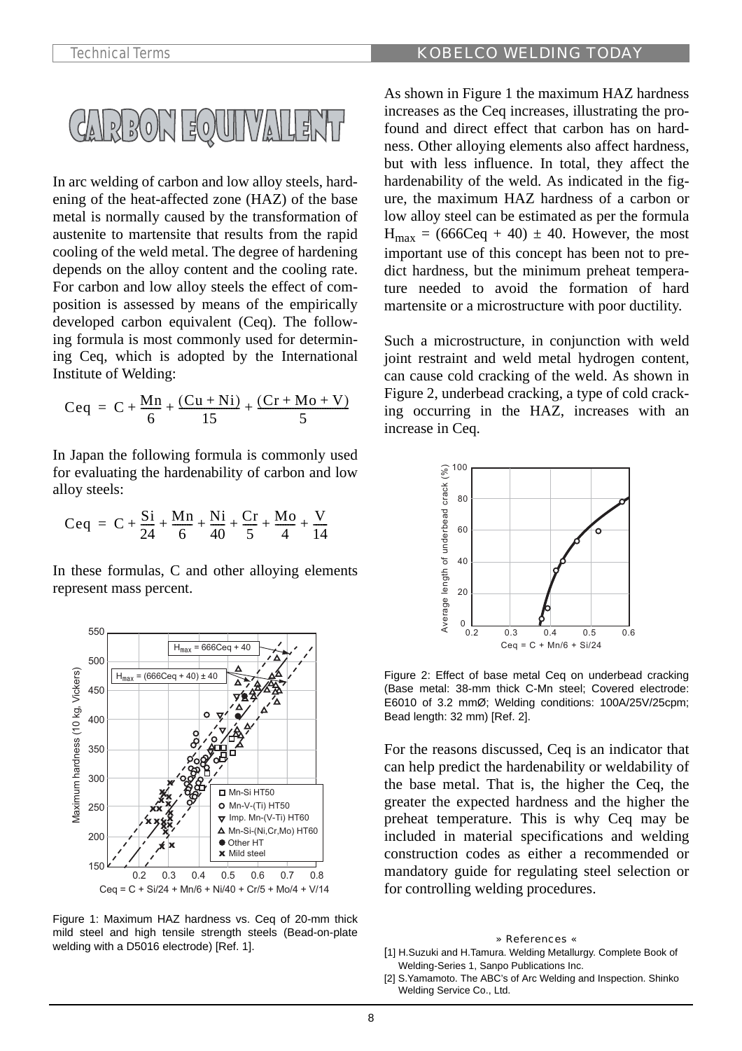# CARBON EQUIVALENT

In arc welding of carbon and low alloy steels, hardening of the heat-affected zone (HAZ) of the base metal is normally caused by the transformation of austenite to martensite that results from the rapid cooling of the weld metal. The degree of hardening depends on the alloy content and the cooling rate. For carbon and low alloy steels the effect of composition is assessed by means of the empirically developed carbon equivalent (Ceq). The following formula is most commonly used for determining Ceq, which is adopted by the International Institute of Welding:

$$Ceq = C + \frac{Mn}{6} + \frac{(Cu + Ni)}{15} + \frac{(Cr + Mo + V)}{5}$$

In Japan the following formula is commonly used for evaluating the hardenability of carbon and low alloy steels:

$$Ceq = C + \frac{Si}{24} + \frac{Mn}{6} + \frac{Ni}{40} + \frac{Cr}{5} + \frac{Mo}{4} + \frac{V}{14}$$

In these formulas, C and other alloying elements represent mass percent.

$H_{max}$ = 666Ceq + 40

$H_{max}$ = (666Ceq + 40) ± 40

Maximum hardness (10 kg, Vickers)

550
500
450
400
350
300
250
200
150

0.2 0.3 0.4 0.5 0.6 0.7 0.8

Ceq = C + Si/24 + Mn/6 + Ni/40 + Cr/5 + Mo/4 + V/14

Mn-Si HT50
Mn-V-(Ti) HT50
Imp. Mn-(V-Ti) HT60
Mn-Si-(Ni,Cr,Mo) HT60
Other HT
Mild steel

Figure 1: Maximum HAZ hardness vs. Ceq of 20-mm thick mild steel and high tensile strength steels (Bead-on-plate welding with a D5016 electrode) [Ref. 1].

As shown in Figure 1 the maximum HAZ hardness increases as the Ceq increases, illustrating the profound and direct effect that carbon has on hardness. Other alloying elements also affect hardness, but with less influence. In total, they affect the hardenability of the weld. As indicated in the figure, the maximum HAZ hardness of a carbon or low alloy steel can be estimated as per the formula $H_{max}$ = (666Ceq + 40) ± 40. However, the most important use of this concept has been not to predict hardness, but the minimum preheat temperature needed to avoid the formation of hard martensite or a microstructure with poor ductility.

Such a microstructure, in conjunction with weld joint restraint and weld metal hydrogen content, can cause cold cracking of the weld. As shown in Figure 2, underbead cracking, a type of cold cracking occurring in the HAZ, increases with an increase in Ceq.

Average length of underbead crack (%)

100
80
60
40
20
0

0.2 0.3 0.4 0.5 0.6

Ceq = C + Mn/6 + Si/24

Figure 2: Effect of base metal Ceq on underbead cracking (Base metal: 38-mm thick C-Mn steel; Covered electrode: E6010 of 3.2 mmØ; Welding conditions: 100A/25V/25cpm; Bead length: 32 mm) [Ref. 2].

For the reasons discussed, Ceq is an indicator that can help predict the hardenability or weldability of the base metal. That is, the higher the Ceq, the greater the expected hardness and the higher the preheat temperature. This is why Ceq may be included in material specifications and welding construction codes as either a recommended or mandatory guide for regulating steel selection or for controlling welding procedures.

» References «

[1] H.Suzuki and H.Tamura. Welding Metallurgy. Complete Book of Welding-Series 1, Sanpo Publications Inc.

[2] S.Yamamoto. The ABC's of Arc Welding and Inspection. Shinko Welding Service Co., Ltd.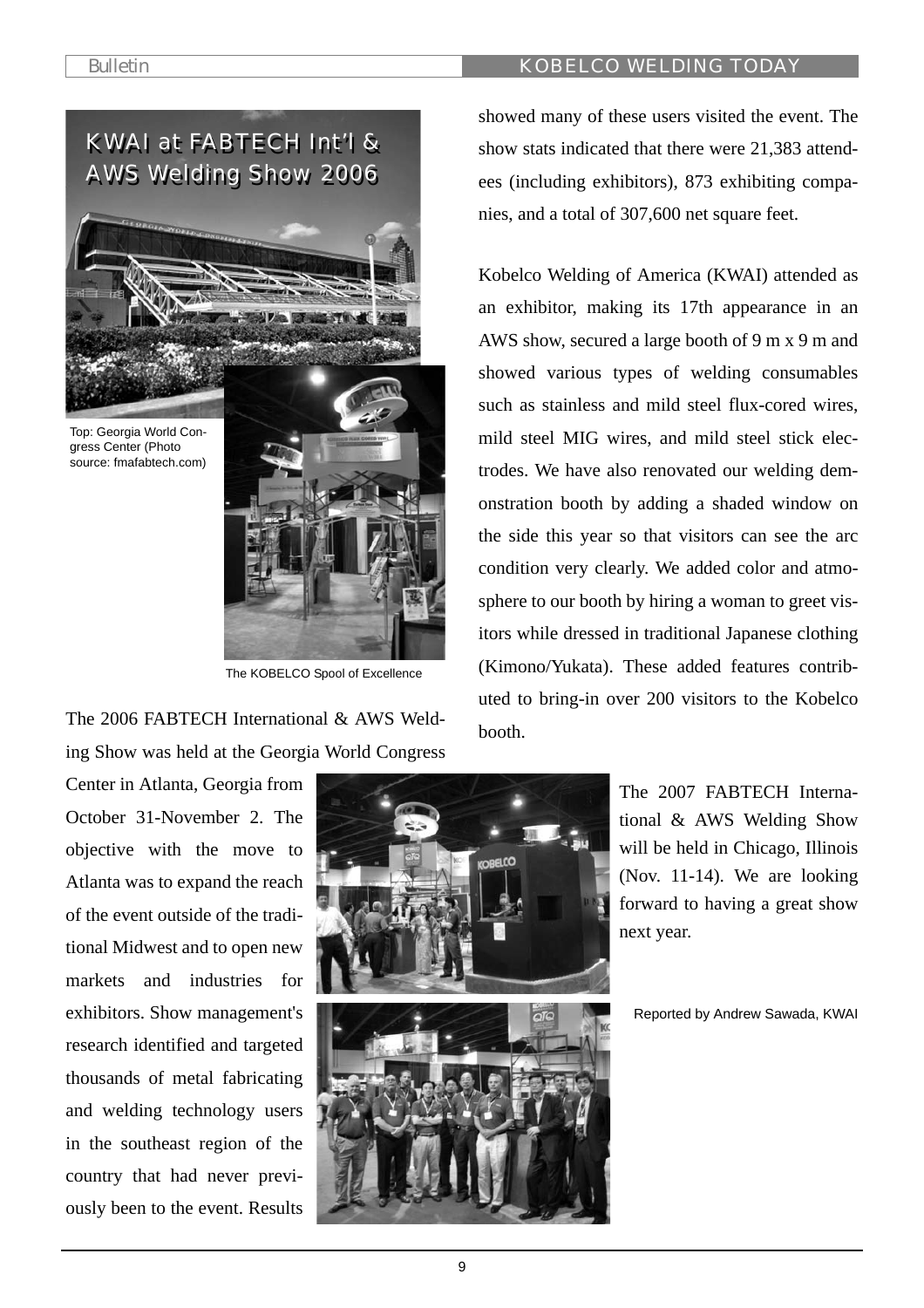# KWAI at FABTECH Int'l & AWS Welding Show 2006

Top: Georgia World Congress Center (Photo source: fmafabtech.com)

The KOBELCO Spool of Excellence

The 2006 FABTECH International & AWS Welding Show was held at the Georgia World Congress Center in Atlanta, Georgia from October 31-November 2. The objective with the move to Atlanta was to expand the reach of the event outside of the traditional Midwest and to open new markets and industries for exhibitors. Show management's research identified and targeted thousands of metal fabricating and welding technology users in the southeast region of the country that had never previously been to the event. Results showed many of these users visited the event. The show stats indicated that there were 21,383 attendees (including exhibitors), 873 exhibiting companies, and a total of 307,600 net square feet.

Kobelco Welding of America (KWAI) attended as an exhibitor, making its 17th appearance in an AWS show, secured a large booth of 9 m x 9 m and showed various types of welding consumables such as stainless and mild steel flux-cored wires, mild steel MIG wires, and mild steel stick electrodes. We have also renovated our welding demonstration booth by adding a shaded window on the side this year so that visitors can see the arc condition very clearly. We added color and atmosphere to our booth by hiring a woman to greet visitors while dressed in traditional Japanese clothing (Kimono/Yukata). These added features contributed to bring-in over 200 visitors to the Kobelco booth.

The 2007 FABTECH International & AWS Welding Show will be held in Chicago, Illinois (Nov. 11-14). We are looking forward to having a great show next year.

Reported by Andrew Sawada, KWAI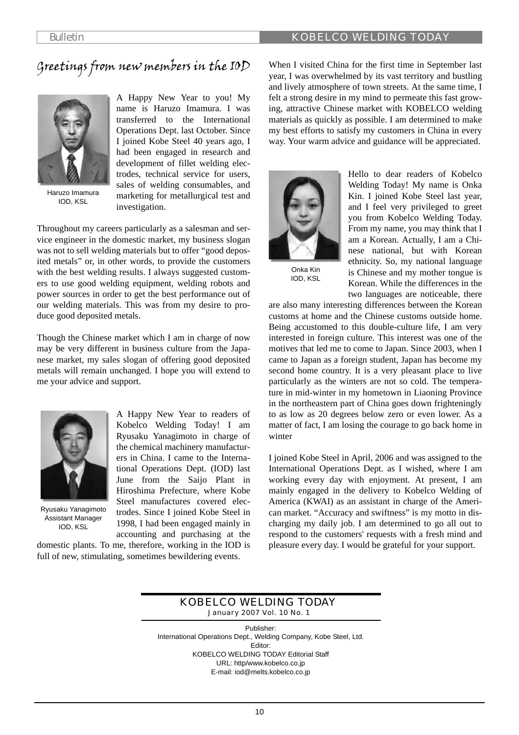# Greetings from new members in the IOD

Haruzo Imamura
IOD, KSL

A Happy New Year to you! My name is Haruzo Imamura. I was transferred to the International Operations Dept. last October. Since I joined Kobe Steel 40 years ago, I had been engaged in research and development of fillet welding electrodes, technical service for users, sales of welding consumables, and marketing for metallurgical test and investigation.

Throughout my careers particularly as a salesman and service engineer in the domestic market, my business slogan was not to sell welding materials but to offer "good deposited metals" or, in other words, to provide the customers with the best welding results. I always suggested customers to use good welding equipment, welding robots and power sources in order to get the best performance out of our welding materials. This was from my desire to produce good deposited metals.

Though the Chinese market which I am in charge of now may be very different in business culture from the Japanese market, my sales slogan of offering good deposited metals will remain unchanged. I hope you will extend to me your advice and support.

Ryusaku Yanagimoto
Assistant Manager
IOD, KSL

A Happy New Year to readers of Kobelco Welding Today! I am Ryusaku Yanagimoto in charge of the chemical machinery manufacturers in China. I came to the International Operations Dept. (IOD) last June from the Saijo Plant in Hiroshima Prefecture, where Kobe Steel manufactures covered electrodes. Since I joined Kobe Steel in 1998, I had been engaged mainly in accounting and purchasing at the domestic plants. To me, therefore, working in the IOD is full of new, stimulating, sometimes bewildering events.

When I visited China for the first time in September last year, I was overwhelmed by its vast territory and bustling and lively atmosphere of town streets. At the same time, I felt a strong desire in my mind to permeate this fast growing, attractive Chinese market with KOBELCO welding materials as quickly as possible. I am determined to make my best efforts to satisfy my customers in China in every way. Your warm advice and guidance will be appreciated.

Onka Kin
IOD, KSL

Hello to dear readers of Kobelco Welding Today! My name is Onka Kin. I joined Kobe Steel last year, and I feel very privileged to greet you from Kobelco Welding Today. From my name, you may think that I am a Korean. Actually, I am a Chinese national, but with Korean ethnicity. So, my national language is Chinese and my mother tongue is Korean. While the differences in the two languages are noticeable, there are also many interesting differences between the Korean customs at home and the Chinese customs outside home. Being accustomed to this double-culture life, I am very interested in foreign culture. This interest was one of the motives that led me to come to Japan. Since 2003, when I came to Japan as a foreign student, Japan has become my second home country. It is a very pleasant place to live particularly as the winters are not so cold. The temperature in mid-winter in my hometown in Liaoning Province in the northeastern part of China goes down frighteningly to as low as 20 degrees below zero or even lower. As a matter of fact, I am losing the courage to go back home in winter

I joined Kobe Steel in April, 2006 and was assigned to the International Operations Dept. as I wished, where I am working every day with enjoyment. At present, I am mainly engaged in the delivery to Kobelco Welding of America (KWAI) as an assistant in charge of the American market. "Accuracy and swiftness" is my motto in discharging my daily job. I am determined to go all out to respond to the customers' requests with a fresh mind and pleasure every day. I would be grateful for your support.

---

**KOBELCO WELDING TODAY**
January 2007 Vol. 10 No. 1

Publisher:
International Operations Dept., Welding Company, Kobe Steel, Ltd.
Editor:
KOBELCO WELDING TODAY Editorial Staff
URL: http/www.kobelco.co.jp
E-mail: iod@melts.kobelco.co.jp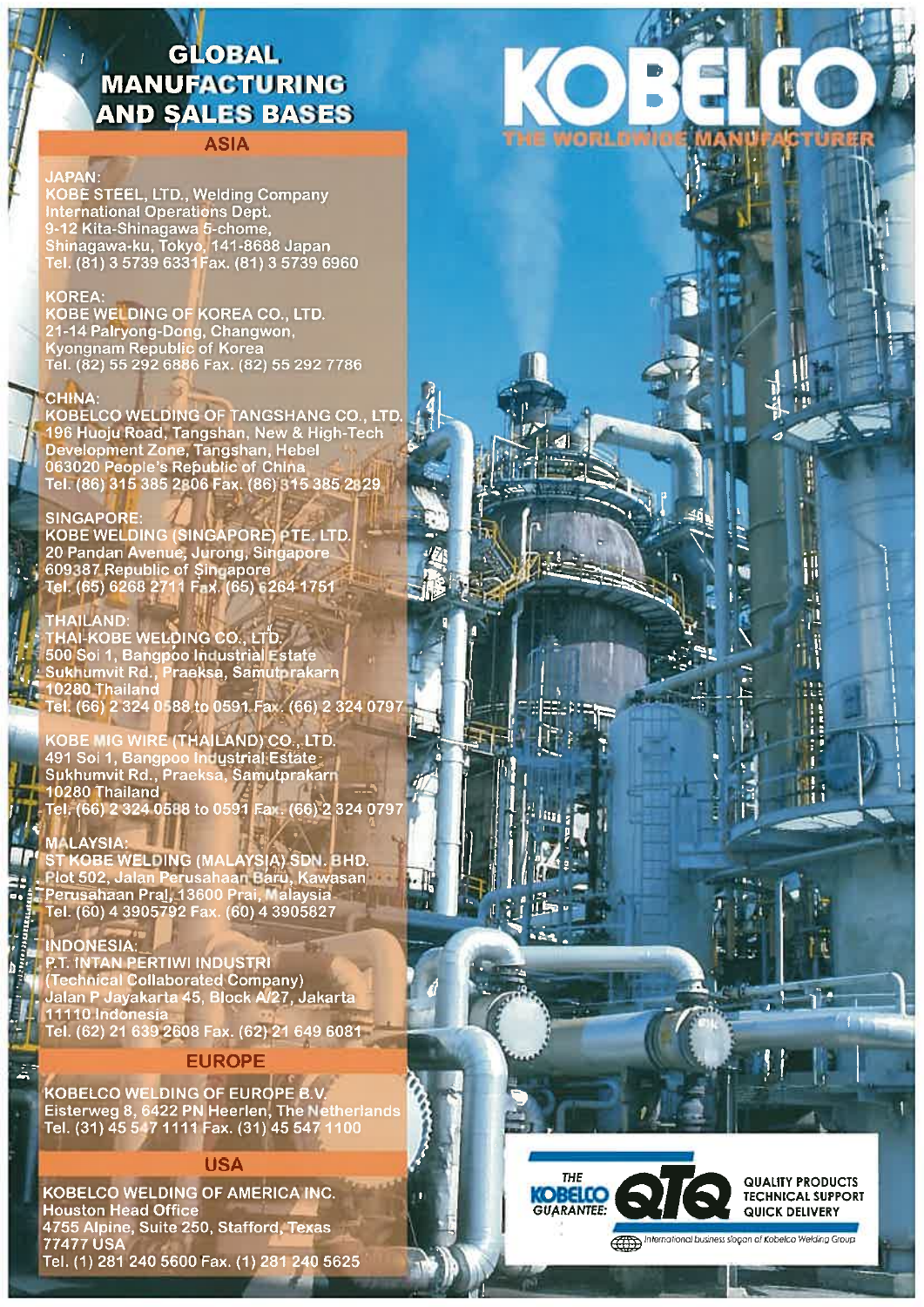# GLOBAL MANUFACTURING AND SALES BASES

# KOBELCO

THE WORLDWIDE MANUFACTURER

## ASIA

**JAPAN:**
KOBE STEEL, LTD., Welding Company
International Operations Dept.
9-12 Kita-Shinagawa 5-chome,
Shinagawa-ku, Tokyo, 141-8688 Japan
Tel. (81) 3 5739 6331Fax. (81) 3 5739 6960

**KOREA:**
KOBE WELDING OF KOREA CO., LTD.
21-14 Palryong-Dong, Changwon,
Kyongnam Republic of Korea
Tel. (82) 55 292 6886 Fax. (82) 55 292 7786

**CHINA:**
KOBELCO WELDING OF TANGSHANG CO., LTD.
196 Huoju Road, Tangshan, New & High-Tech
Development Zone, Tangshan, Hebel
063020 People's Republic of China
Tel. (86) 315 385 2806 Fax. (86) 315 385 2829

**SINGAPORE:**
KOBE WELDING (SINGAPORE) PTE. LTD.
20 Pandan Avenue, Jurong, Singapore
609387 Republic of Singapore
Tel. (65) 6268 2711 Fax. (65) 6264 1751

**THAILAND:**
THAI-KOBE WELDING CO., LTD.
500 Soi 1, Bangpoo Industrial Estate
Sukhumvit Rd., Praeksa, Samutprakarn
10280 Thailand
Tel. (66) 2 324 0588 to 0591 Fax. (66) 2 324 0797

KOBE MIG WIRE (THAILAND) CO., LTD.
491 Soi 1, Bangpoo Industrial Estate
Sukhumvit Rd., Praeksa, Samutprakarn
10280 Thailand
Tel. (66) 2 324 0588 to 0591 Fax. (66) 2 324 0797

**MALAYSIA:**
ST KOBE WELDING (MALAYSIA) SDN. BHD.
Plot 502, Jalan Perusahaan Baru, Kawasan
Perusahaan Prai, 13600 Prai, Malaysia
Tel. (60) 4 3905792 Fax. (60) 4 3905827

**INDONESIA:**
P.T. INTAN PERTIWI INDUSTRI
(Technical Collaborated Company)
Jalan P Jayakarta 45, Block A/27, Jakarta
11110 Indonesia
Tel. (62) 21 639 2608 Fax. (62) 21 649 6081

## EUROPE

KOBELCO WELDING OF EUROPE B.V.
Eisterweg 8, 6422 PN Heerlen, The Netherlands
Tel. (31) 45 547 1111 Fax. (31) 45 547 1100

## USA

KOBELCO WELDING OF AMERICA INC.
Houston Head Office
4755 Alpine, Suite 250, Stafford, Texas
77477 USA
Tel. (1) 281 240 5600 Fax. (1) 281 240 5625

THE KOBELCO GUARANTEE: QTQ

QUALITY PRODUCTS
TECHNICAL SUPPORT
QUICK DELIVERY

International business slogan of Kobelco Welding Group